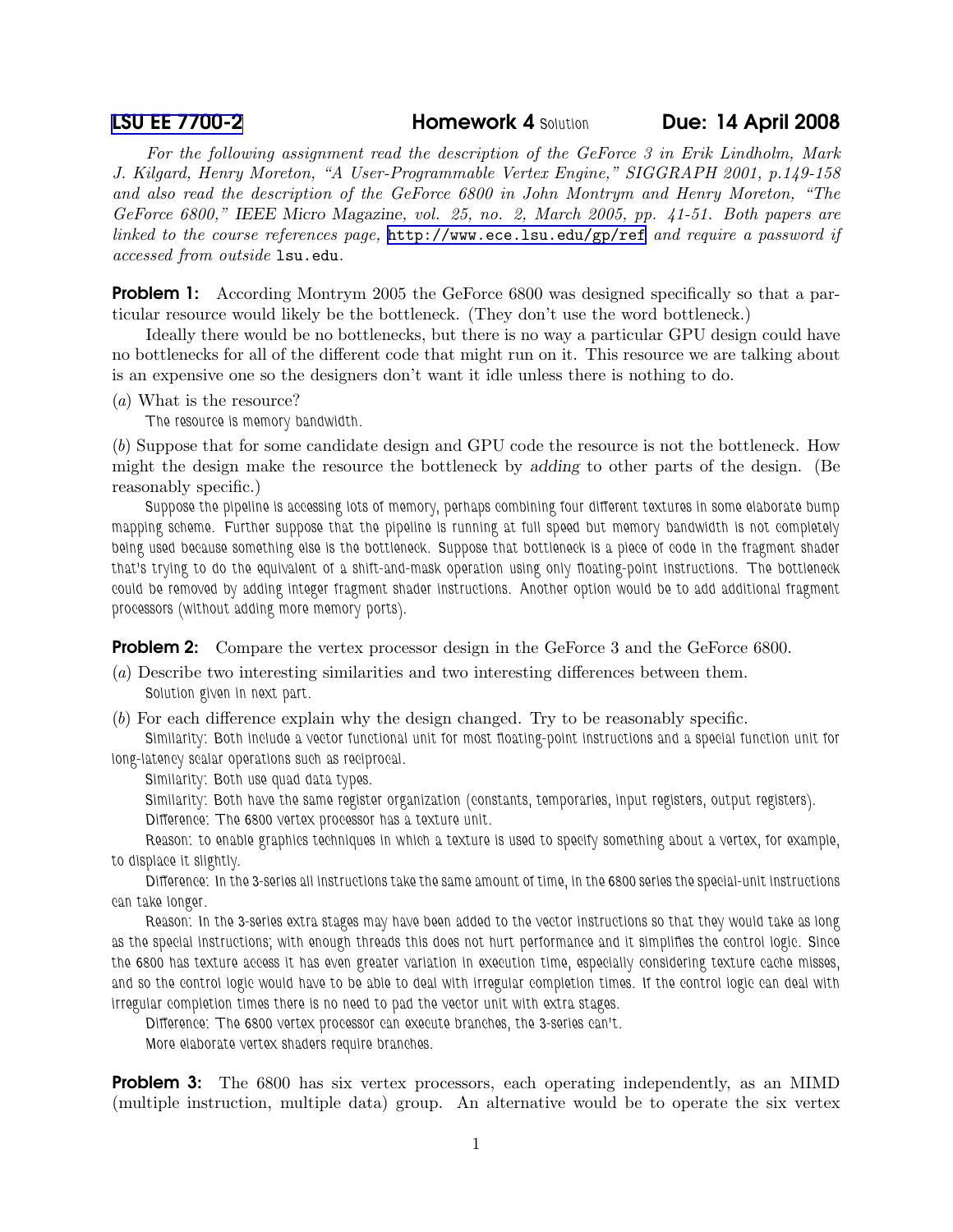LSU EE 7700-2 **Homework 4** Solution **Due: 14 April 2008**

*For the following assignment read the description of the GeForce 3 in Erik Lindholm, Mark J. Kilgard, Henry Moreton, "A User-Programmable Vertex Engine," SIGGRAPH 2001, p.149-158 and also read the description of the GeForce 6800 in John Montrym and Henry Moreton, "The GeForce 6800," IEEE Micro Magazine, vol. 25, no. 2, March 2005, pp. 41-51. Both papers are linked to the course references page,* http://www.ece.lsu.edu/gp/ref *and require a password if accessed from outside* lsu.edu.

**Problem 1:** According Montrym 2005 the GeForce 6800 was designed specifically so that a particular resource would likely be the bottleneck. (They don't use the word bottleneck.)

Ideally there would be no bottlenecks, but there is no way a particular GPU design could have no bottlenecks for all of the different code that might run on it. This resource we are talking about is an expensive one so the designers don't want it idle unless there is nothing to do.

(*a*) What is the resource?

The resource is memory bandwidth.

(*b*) Suppose that for some candidate design and GPU code the resource is not the bottleneck. How might the design make the resource the bottleneck by *adding* to other parts of the design. (Be reasonably specific.)

Suppose the pipeline is accessing lots of memory, perhaps combining four different textures in some elaborate bump mapping scheme. Further suppose that the pipeline is running at full speed but memory bandwidth is not completely being used because something else is the bottleneck. Suppose that bottleneck is a piece of code in the fragment shader that's trying to do the equivalent of a shift-and-mask operation using only floating-point instructions. The bottleneck could be removed by adding integer fragment shader instructions. Another option would be to add additional fragment processors (without adding more memory ports).

**Problem 2:** Compare the vertex processor design in the GeForce 3 and the GeForce 6800.

(*a*) Describe two interesting similarities and two interesting differences between them.

Solution given in next part.

(*b*) For each difference explain why the design changed. Try to be reasonably specific.

Similarity: Both include a vector functional unit for most floating-point instructions and a special function unit for long-latency scalar operations such as reciprocal.

Similarity: Both use quad data types.

Similarity: Both have the same register organization (constants, temporaries, input registers, output registers).

Difference: The 6800 vertex processor has a texture unit.

Reason: to enable graphics techniques in which a texture is used to specify something about a vertex, for example, to displace it slightly.

Difference: In the 3-series all instructions take the same amount of time, in the 6800 series the special-unit instructions can take longer.

Reason: In the 3-series extra stages may have been added to the vector instructions so that they would take as long as the special instructions; with enough threads this does not hurt performance and it simplifies the control logic. Since the 6800 has texture access it has even greater variation in execution time, especially considering texture cache misses, and so the control logic would have to be able to deal with irregular completion times. If the control logic can deal with irregular completion times there is no need to pad the vector unit with extra stages.

Difference: The 6800 vertex processor can execute branches, the 3-series can't.

More elaborate vertex shaders require branches.

**Problem 3:** The 6800 has six vertex processors, each operating independently, as an MIMD (multiple instruction, multiple data) group. An alternative would be to operate the six vertex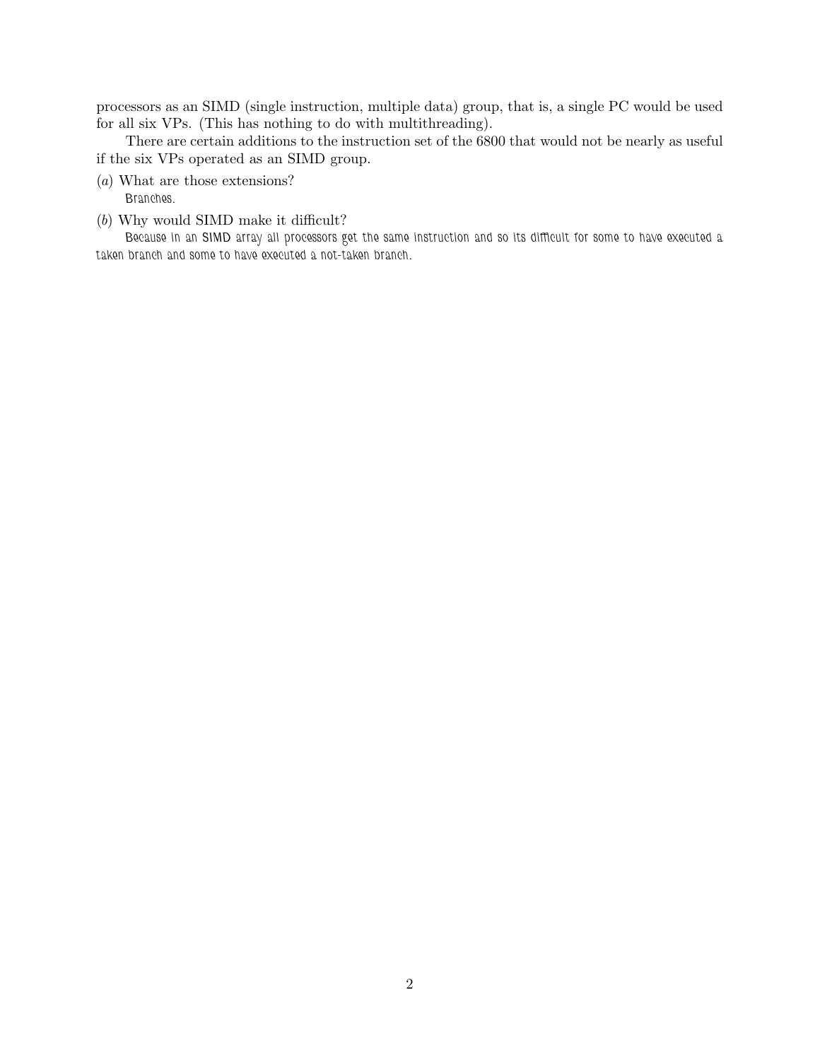processors as an SIMD (single instruction, multiple data) group, that is, a single PC would be used for all six VPs. (This has nothing to do with multithreading).

There are certain additions to the instruction set of the 6800 that would not be nearly as useful if the six VPs operated as an SIMD group.

(*a*) What are those extensions?

Branches.

(*b*) Why would SIMD make it difficult?

Because in an SIMD array all processors get the same instruction and so its difficult for some to have executed a taken branch and some to have executed a not-taken branch.